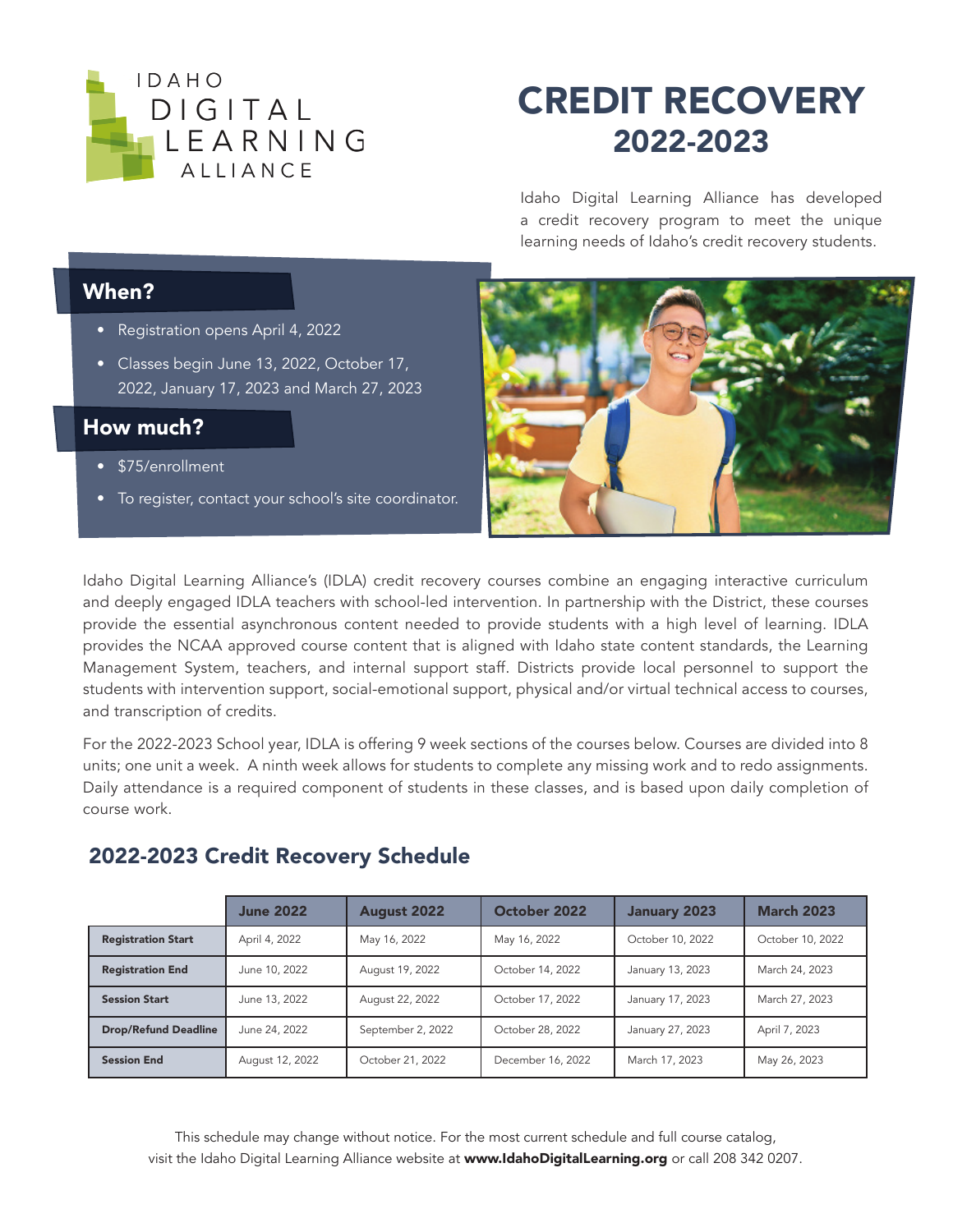IDAHO DIGITAL LEARNING ALLIANCE

# CREDIT RECOVERY 2022-2023

Idaho Digital Learning Alliance has developed a credit recovery program to meet the unique learning needs of Idaho's credit recovery students.

## When?

- Registration opens April 4, 2022
- Classes begin June 13, 2022, October 17, 2022, January 17, 2023 and March 27, 2023

## How much?

- $75/enrollment
- To register, contact your school's site coordinator.

Idaho Digital Learning Alliance's (IDLA) credit recovery courses combine an engaging interactive curriculum and deeply engaged IDLA teachers with school-led intervention. In partnership with the District, these courses provide the essential asynchronous content needed to provide students with a high level of learning. IDLA provides the NCAA approved course content that is aligned with Idaho state content standards, the Learning Management System, teachers, and internal support staff. Districts provide local personnel to support the students with intervention support, social-emotional support, physical and/or virtual technical access to courses, and transcription of credits.

For the 2022-2023 School year, IDLA is offering 9 week sections of the courses below. Courses are divided into 8 units; one unit a week. A ninth week allows for students to complete any missing work and to redo assignments. Daily attendance is a required component of students in these classes, and is based upon daily completion of course work.

## 2022-2023 Credit Recovery Schedule

| | June 2022 | August 2022 | October 2022 | January 2023 | March 2023 |
|---|---|---|---|---|---|
| **Registration Start** | April 4, 2022 | May 16, 2022 | May 16, 2022 | October 10, 2022 | October 10, 2022 |
| **Registration End** | June 10, 2022 | August 19, 2022 | October 14, 2022 | January 13, 2023 | March 24, 2023 |
| **Session Start** | June 13, 2022 | August 22, 2022 | October 17, 2022 | January 17, 2023 | March 27, 2023 |
| **Drop/Refund Deadline** | June 24, 2022 | September 2, 2022 | October 28, 2022 | January 27, 2023 | April 7, 2023 |
| **Session End** | August 12, 2022 | October 21, 2022 | December 16, 2022 | March 17, 2023 | May 26, 2023 |

This schedule may change without notice. For the most current schedule and full course catalog, visit the Idaho Digital Learning Alliance website at **www.IdahoDigitalLearning.org** or call 208 342 0207.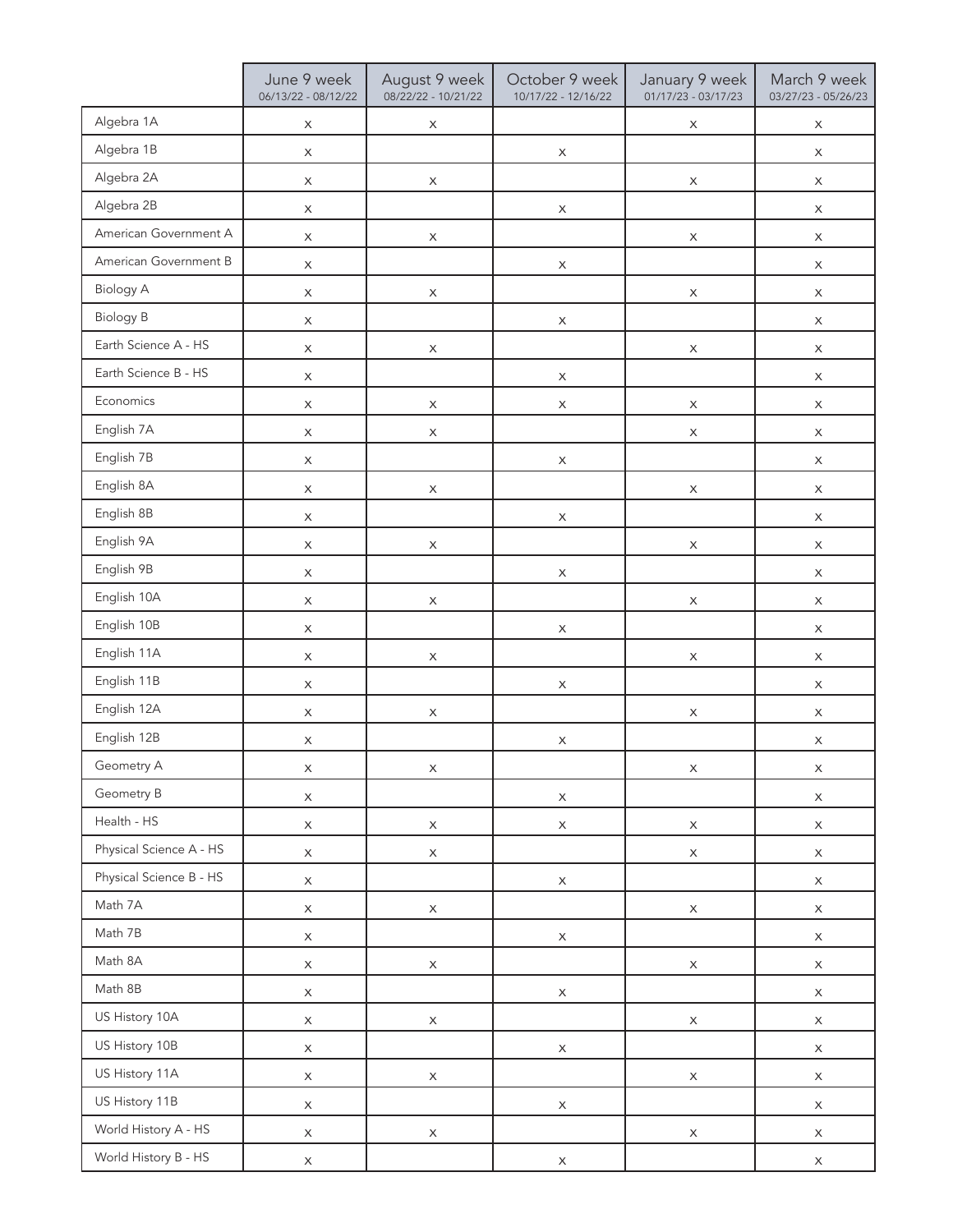| | June 9 week 06/13/22 - 08/12/22 | August 9 week 08/22/22 - 10/21/22 | October 9 week 10/17/22 - 12/16/22 | January 9 week 01/17/23 - 03/17/23 | March 9 week 03/27/23 - 05/26/23 |
|---|---|---|---|---|---|
| Algebra 1A | x | x | | x | x |
| Algebra 1B | x | | x | | x |
| Algebra 2A | x | x | | x | x |
| Algebra 2B | x | | x | | x |
| American Government A | x | x | | x | x |
| American Government B | x | | x | | x |
| Biology A | x | x | | x | x |
| Biology B | x | | x | | x |
| Earth Science A - HS | x | x | | x | x |
| Earth Science B - HS | x | | x | | x |
| Economics | x | x | x | x | x |
| English 7A | x | x | | x | x |
| English 7B | x | | x | | x |
| English 8A | x | x | | x | x |
| English 8B | x | | x | | x |
| English 9A | x | x | | x | x |
| English 9B | x | | x | | x |
| English 10A | x | x | | x | x |
| English 10B | x | | x | | x |
| English 11A | x | x | | x | x |
| English 11B | x | | x | | x |
| English 12A | x | x | | x | x |
| English 12B | x | | x | | x |
| Geometry A | x | x | | x | x |
| Geometry B | x | | x | | x |
| Health - HS | x | x | x | x | x |
| Physical Science A - HS | x | x | | x | x |
| Physical Science B - HS | x | | x | | x |
| Math 7A | x | x | | x | x |
| Math 7B | x | | x | | x |
| Math 8A | x | x | | x | x |
| Math 8B | x | | x | | x |
| US History 10A | x | x | | x | x |
| US History 10B | x | | x | | x |
| US History 11A | x | x | | x | x |
| US History 11B | x | | x | | x |
| World History A - HS | x | x | | x | x |
| World History B - HS | x | | x | | x |